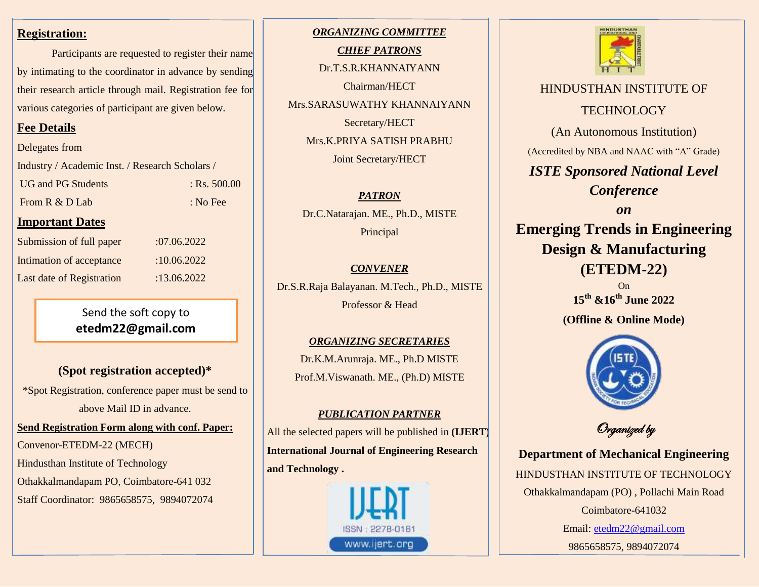## Registration:

Participants are requested to register their name by intimating to the coordinator in advance by sending their research article through mail. Registration fee for various categories of participant are given below.

## Fee Details

Delegates from

Industry / Academic Inst. / Research Scholars /

| | |
|---|---|
| UG and PG Students | : Rs. 500.00 |
| From R & D Lab | : No Fee |

## Important Dates

| | |
|---|---|
| Submission of full paper | :07.06.2022 |
| Intimation of acceptance | :10.06.2022 |
| Last date of Registration | :13.06.2022 |

Send the soft copy to
**etedm22@gmail.com**

### (Spot registration accepted)*

*Spot Registration, conference paper must be send to above Mail ID in advance.

**Send Registration Form along with conf. Paper:**

Convenor-ETEDM-22 (MECH)
Hindusthan Institute of Technology
Othakkalmandapam PO, Coimbatore-641 032
Staff Coordinator: 9865658575, 9894072074

## *ORGANIZING COMMITTEE*

### *CHIEF PATRONS*

Dr.T.S.R.KHANNAIYANN
Chairman/HECT

Mrs.SARASUWATHY KHANNAIYANN
Secretary/HECT

Mrs.K.PRIYA SATISH PRABHU
Joint Secretary/HECT

### *PATRON*

Dr.C.Natarajan. ME., Ph.D., MISTE
Principal

### *CONVENER*

Dr.S.R.Raja Balayanan. M.Tech., Ph.D., MISTE
Professor & Head

### *ORGANIZING SECRETARIES*

Dr.K.M.Arunraja. ME., Ph.D MISTE
Prof.M.Viswanath. ME., (Ph.D) MISTE

### *PUBLICATION PARTNER*

All the selected papers will be published in **(IJERT) International Journal of Engineering Research and Technology .**

IJERT
ISSN : 2278-0181
www.ijert.org

HINDUSTHAN INSTITUTE OF TECHNOLOGY

(An Autonomous Institution)

(Accredited by NBA and NAAC with "A" Grade)

## *ISTE Sponsored National Level Conference*
## *on*
# Emerging Trends in Engineering Design & Manufacturing (ETEDM-22)

On

**15th &16th June 2022**

**(Offline & Online Mode)**

*Organized by*

**Department of Mechanical Engineering**

HINDUSTHAN INSTITUTE OF TECHNOLOGY
Othakkalmandapam (PO) , Pollachi Main Road
Coimbatore-641032
Email: etedm22@gmail.com
9865658575, 9894072074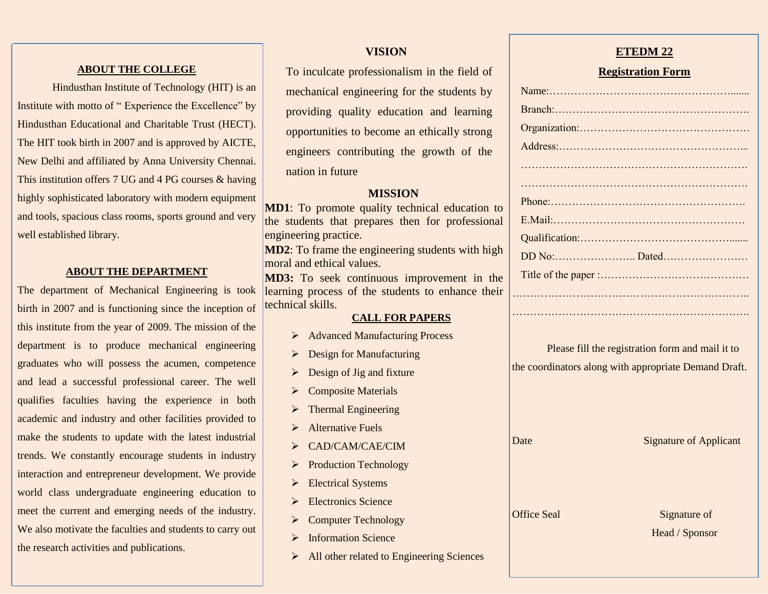## ABOUT THE COLLEGE

Hindusthan Institute of Technology (HIT) is an Institute with motto of " Experience the Excellence" by Hindusthan Educational and Charitable Trust (HECT). The HIT took birth in 2007 and is approved by AICTE, New Delhi and affiliated by Anna University Chennai. This institution offers 7 UG and 4 PG courses & having highly sophisticated laboratory with modern equipment and tools, spacious class rooms, sports ground and very well established library.

## ABOUT THE DEPARTMENT

The department of Mechanical Engineering is took birth in 2007 and is functioning since the inception of this institute from the year of 2009. The mission of the department is to produce mechanical engineering graduates who will possess the acumen, competence and lead a successful professional career. The well qualifies faculties having the experience in both academic and industry and other facilities provided to make the students to update with the latest industrial trends. We constantly encourage students in industry interaction and entrepreneur development. We provide world class undergraduate engineering education to meet the current and emerging needs of the industry. We also motivate the faculties and students to carry out the research activities and publications.

## VISION

To inculcate professionalism in the field of mechanical engineering for the students by providing quality education and learning opportunities to become an ethically strong engineers contributing the growth of the nation in future

## MISSION

**MD1**: To promote quality technical education to the students that prepares then for professional engineering practice.

**MD2**: To frame the engineering students with high moral and ethical values.

**MD3:** To seek continuous improvement in the learning process of the students to enhance their technical skills.

## CALL FOR PAPERS

- Advanced Manufacturing Process
- Design for Manufacturing
- Design of Jig and fixture
- Composite Materials
- Thermal Engineering
- Alternative Fuels
- CAD/CAM/CAE/CIM
- Production Technology
- Electrical Systems
- Electronics Science
- Computer Technology
- Information Science
- All other related to Engineering Sciences

## ETEDM 22

### Registration Form

Name:………………………………………………......

Branch:……………………………………………….

Organization:…………………………………………

Address:……………………………………………...

……………………………………………………….

……………………………………………………….

Phone:……………………………………………….

E.Mail:………………………………………………

Qualification:…………………………………….......

DD No:………………….. Dated……………………

Title of the paper :……………………………………

……………………………………………………….

……………………………………………………….

Please fill the registration form and mail it to the coordinators along with appropriate Demand Draft.

Date Signature of Applicant

Office Seal Signature of Head / Sponsor